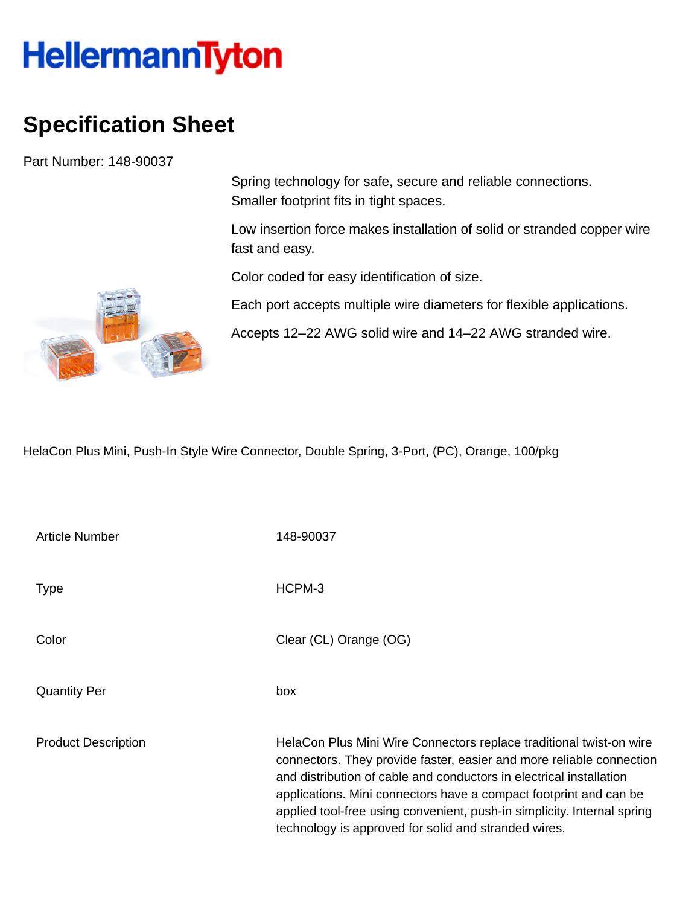HellermannTyton

# Specification Sheet

Part Number: 148-90037

Spring technology for safe, secure and reliable connections.
Smaller footprint fits in tight spaces.

Low insertion force makes installation of solid or stranded copper wire fast and easy.

Color coded for easy identification of size.

Each port accepts multiple wire diameters for flexible applications.

Accepts 12–22 AWG solid wire and 14–22 AWG stranded wire.

HelaCon Plus Mini, Push-In Style Wire Connector, Double Spring, 3-Port, (PC), Orange, 100/pkg

| | |
|---|---|
| Article Number | 148-90037 |
| Type | HCPM-3 |
| Color | Clear (CL) Orange (OG) |
| Quantity Per | box |
| Product Description | HelaCon Plus Mini Wire Connectors replace traditional twist-on wire connectors. They provide faster, easier and more reliable connection and distribution of cable and conductors in electrical installation applications. Mini connectors have a compact footprint and can be applied tool-free using convenient, push-in simplicity. Internal spring technology is approved for solid and stranded wires. |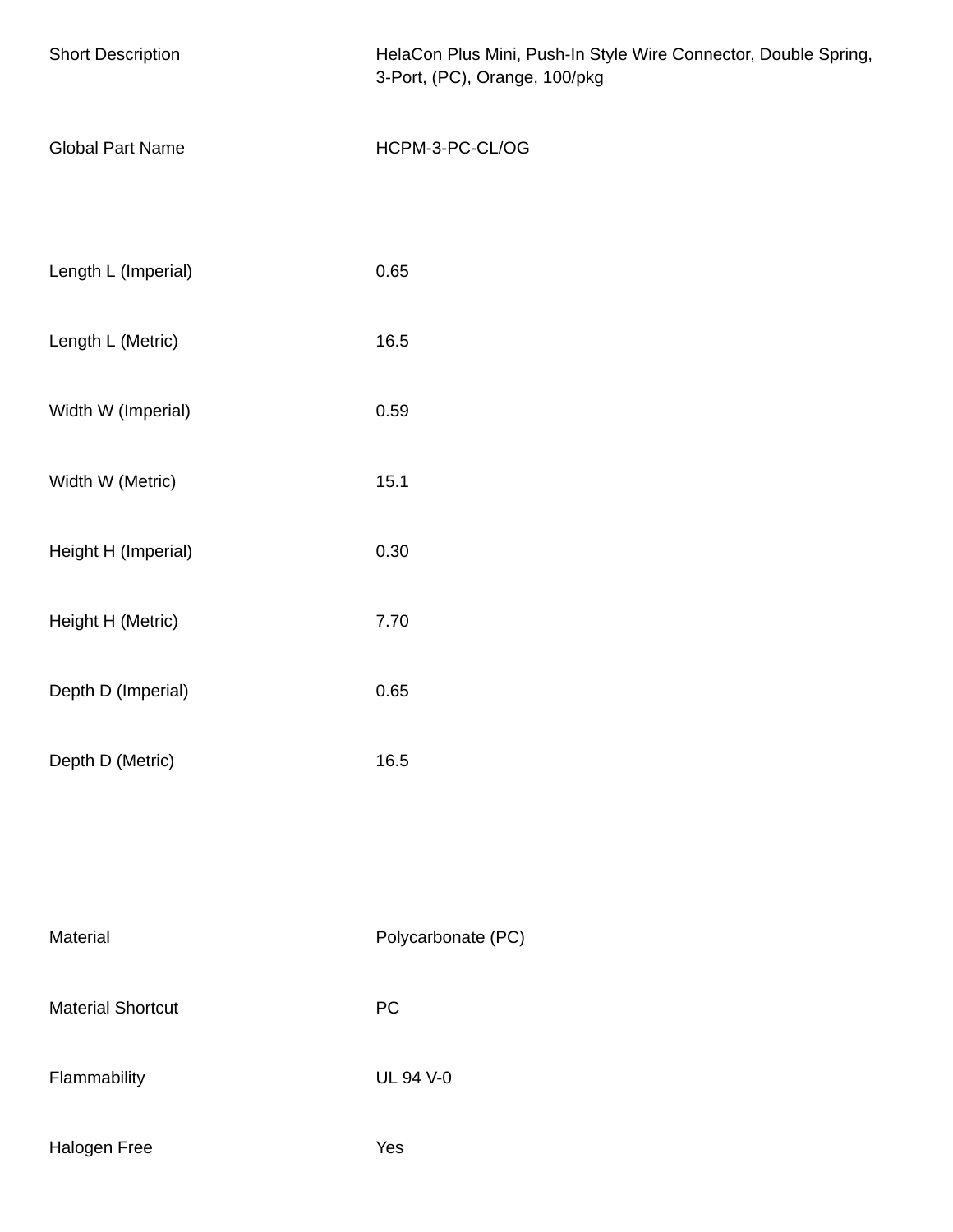| | |
|---|---|
| Short Description | HelaCon Plus Mini, Push-In Style Wire Connector, Double Spring, 3-Port, (PC), Orange, 100/pkg |
| Global Part Name | HCPM-3-PC-CL/OG |

| | |
|---|---|
| Length L (Imperial) | 0.65 |
| Length L (Metric) | 16.5 |
| Width W (Imperial) | 0.59 |
| Width W (Metric) | 15.1 |
| Height H (Imperial) | 0.30 |
| Height H (Metric) | 7.70 |
| Depth D (Imperial) | 0.65 |
| Depth D (Metric) | 16.5 |

| | |
|---|---|
| Material | Polycarbonate (PC) |
| Material Shortcut | PC |
| Flammability | UL 94 V-0 |
| Halogen Free | Yes |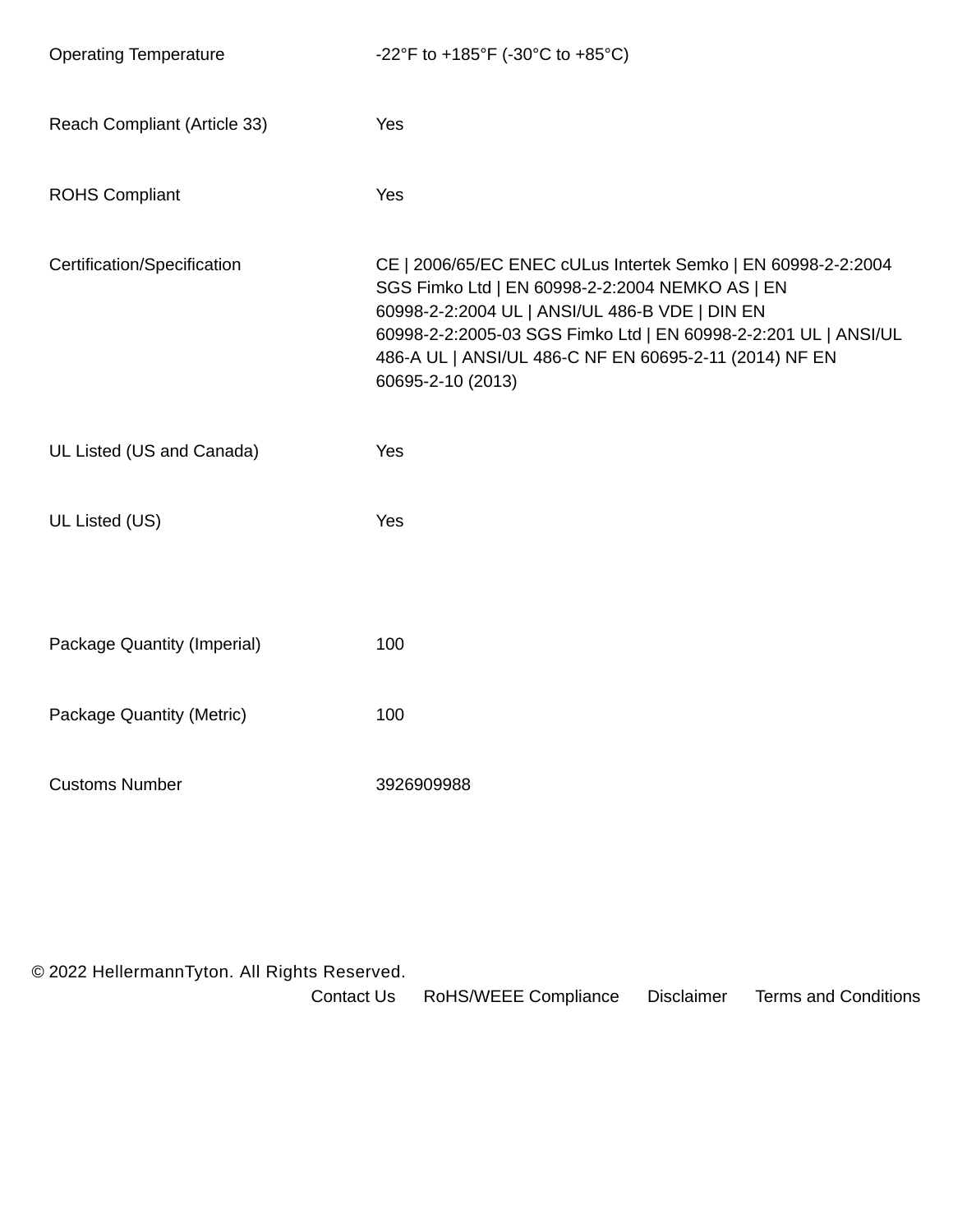| | |
|---|---|
| Operating Temperature | -22°F to +185°F (-30°C to +85°C) |
| Reach Compliant (Article 33) | Yes |
| ROHS Compliant | Yes |
| Certification/Specification | CE \| 2006/65/EC ENEC cULus Intertek Semko \| EN 60998-2-2:2004 SGS Fimko Ltd \| EN 60998-2-2:2004 NEMKO AS \| EN 60998-2-2:2004 UL \| ANSI/UL 486-B VDE \| DIN EN 60998-2-2:2005-03 SGS Fimko Ltd \| EN 60998-2-2:201 UL \| ANSI/UL 486-A UL \| ANSI/UL 486-C NF EN 60695-2-11 (2014) NF EN 60695-2-10 (2013) |
| UL Listed (US and Canada) | Yes |
| UL Listed (US) | Yes |

| | |
|---|---|
| Package Quantity (Imperial) | 100 |
| Package Quantity (Metric) | 100 |
| Customs Number | 3926909988 |

© 2022 HellermannTyton. All Rights Reserved.

Contact Us RoHS/WEEE Compliance Disclaimer Terms and Conditions